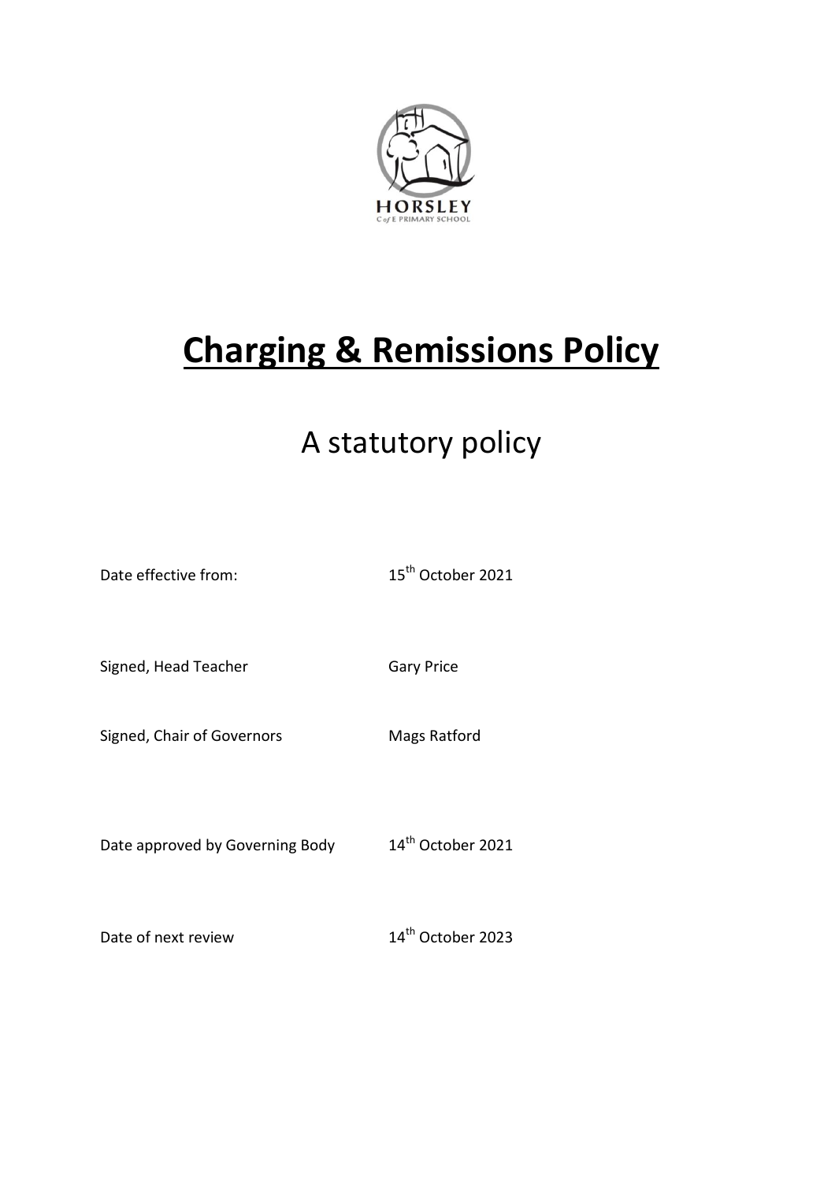HORSLEY
C of E PRIMARY SCHOOL

# Charging & Remissions Policy

## A statutory policy

| | |
|---|---|
| Date effective from: | 15th October 2021 |
| Signed, Head Teacher | Gary Price |
| Signed, Chair of Governors | Mags Ratford |
| Date approved by Governing Body | 14th October 2021 |
| Date of next review | 14th October 2023 |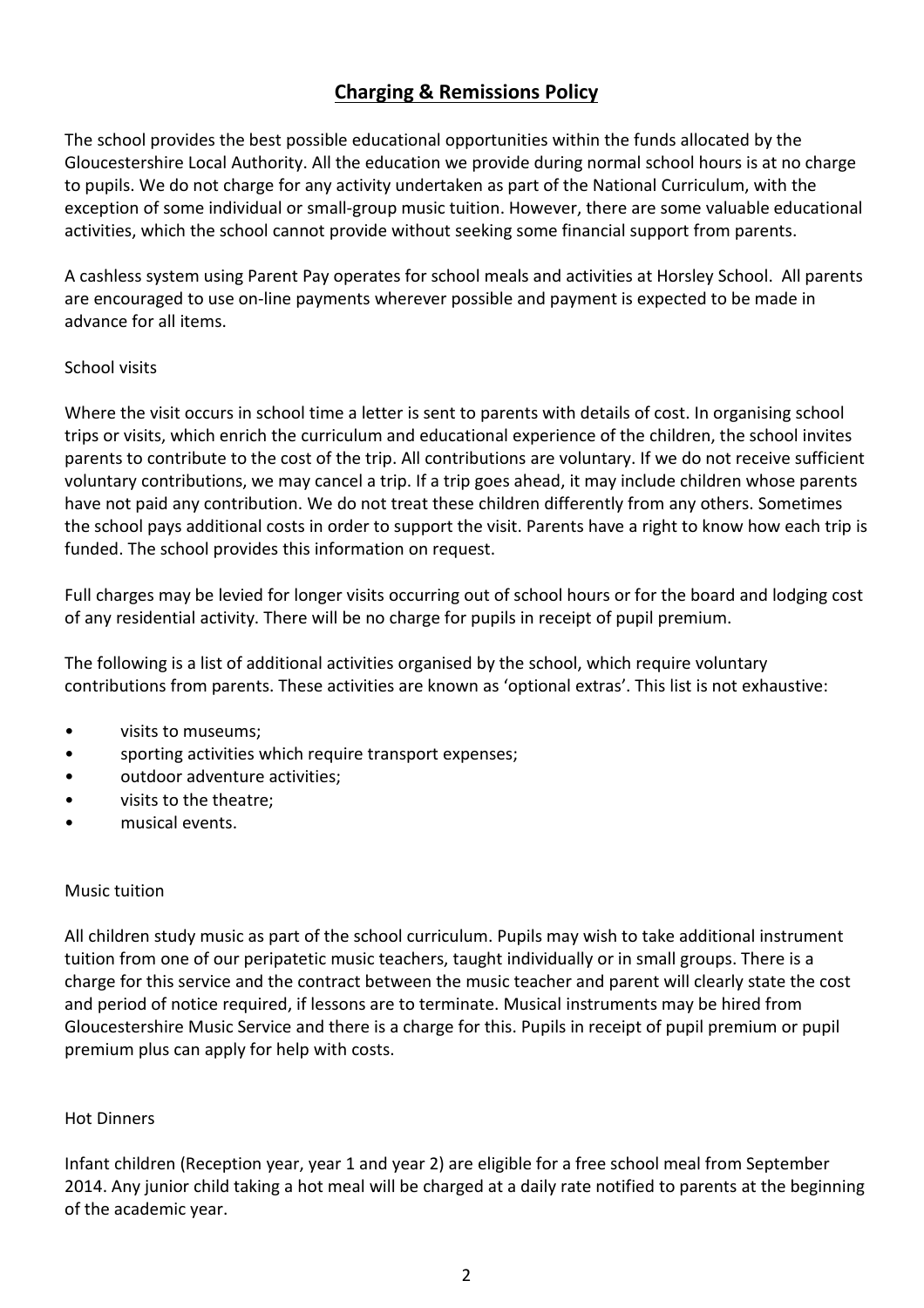# Charging & Remissions Policy

The school provides the best possible educational opportunities within the funds allocated by the Gloucestershire Local Authority. All the education we provide during normal school hours is at no charge to pupils. We do not charge for any activity undertaken as part of the National Curriculum, with the exception of some individual or small-group music tuition. However, there are some valuable educational activities, which the school cannot provide without seeking some financial support from parents.

A cashless system using Parent Pay operates for school meals and activities at Horsley School. All parents are encouraged to use on-line payments wherever possible and payment is expected to be made in advance for all items.

School visits

Where the visit occurs in school time a letter is sent to parents with details of cost. In organising school trips or visits, which enrich the curriculum and educational experience of the children, the school invites parents to contribute to the cost of the trip. All contributions are voluntary. If we do not receive sufficient voluntary contributions, we may cancel a trip. If a trip goes ahead, it may include children whose parents have not paid any contribution. We do not treat these children differently from any others. Sometimes the school pays additional costs in order to support the visit. Parents have a right to know how each trip is funded. The school provides this information on request.

Full charges may be levied for longer visits occurring out of school hours or for the board and lodging cost of any residential activity. There will be no charge for pupils in receipt of pupil premium.

The following is a list of additional activities organised by the school, which require voluntary contributions from parents. These activities are known as 'optional extras'. This list is not exhaustive:

- visits to museums;
- sporting activities which require transport expenses;
- outdoor adventure activities;
- visits to the theatre;
- musical events.

Music tuition

All children study music as part of the school curriculum. Pupils may wish to take additional instrument tuition from one of our peripatetic music teachers, taught individually or in small groups. There is a charge for this service and the contract between the music teacher and parent will clearly state the cost and period of notice required, if lessons are to terminate. Musical instruments may be hired from Gloucestershire Music Service and there is a charge for this. Pupils in receipt of pupil premium or pupil premium plus can apply for help with costs.

Hot Dinners

Infant children (Reception year, year 1 and year 2) are eligible for a free school meal from September 2014. Any junior child taking a hot meal will be charged at a daily rate notified to parents at the beginning of the academic year.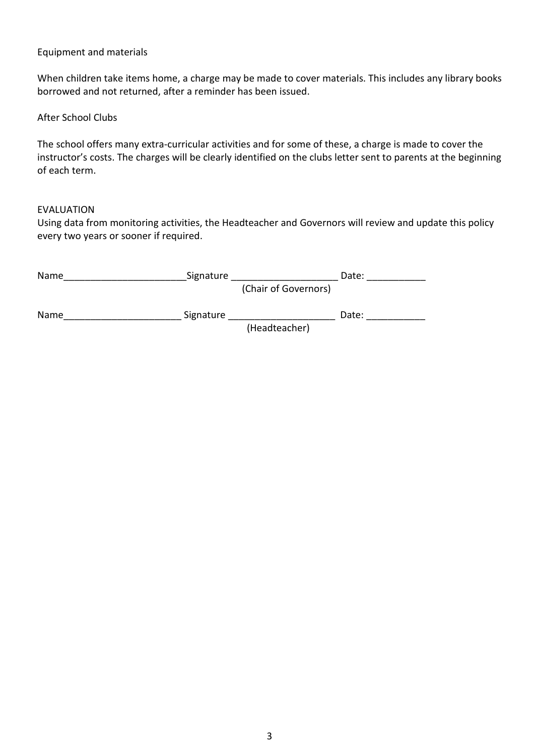Equipment and materials

When children take items home, a charge may be made to cover materials. This includes any library books borrowed and not returned, after a reminder has been issued.

After School Clubs

The school offers many extra-curricular activities and for some of these, a charge is made to cover the instructor's costs. The charges will be clearly identified on the clubs letter sent to parents at the beginning of each term.

EVALUATION

Using data from monitoring activities, the Headteacher and Governors will review and update this policy every two years or sooner if required.

Name_______________________Signature ____________________ Date: ___________
(Chair of Governors)

Name______________________ Signature ____________________ Date: ___________
(Headteacher)